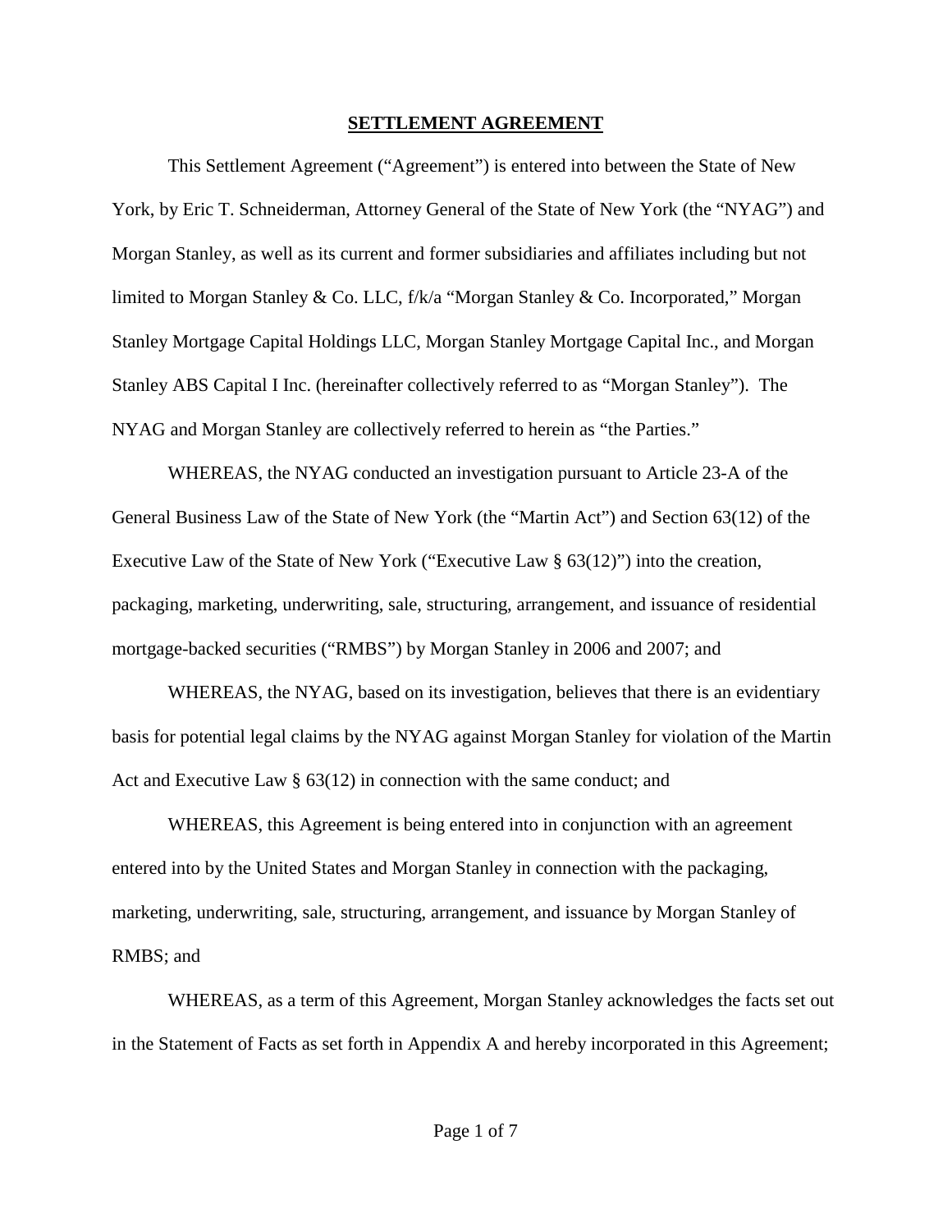**SETTLEMENT AGREEMENT**

This Settlement Agreement ("Agreement") is entered into between the State of New York, by Eric T. Schneiderman, Attorney General of the State of New York (the "NYAG") and Morgan Stanley, as well as its current and former subsidiaries and affiliates including but not limited to Morgan Stanley & Co. LLC, f/k/a "Morgan Stanley & Co. Incorporated," Morgan Stanley Mortgage Capital Holdings LLC, Morgan Stanley Mortgage Capital Inc., and Morgan Stanley ABS Capital I Inc. (hereinafter collectively referred to as "Morgan Stanley"). The NYAG and Morgan Stanley are collectively referred to herein as "the Parties."

WHEREAS, the NYAG conducted an investigation pursuant to Article 23-A of the General Business Law of the State of New York (the "Martin Act") and Section 63(12) of the Executive Law of the State of New York ("Executive Law § 63(12)") into the creation, packaging, marketing, underwriting, sale, structuring, arrangement, and issuance of residential mortgage-backed securities ("RMBS") by Morgan Stanley in 2006 and 2007; and

WHEREAS, the NYAG, based on its investigation, believes that there is an evidentiary basis for potential legal claims by the NYAG against Morgan Stanley for violation of the Martin Act and Executive Law § 63(12) in connection with the same conduct; and

WHEREAS, this Agreement is being entered into in conjunction with an agreement entered into by the United States and Morgan Stanley in connection with the packaging, marketing, underwriting, sale, structuring, arrangement, and issuance by Morgan Stanley of RMBS; and

WHEREAS, as a term of this Agreement, Morgan Stanley acknowledges the facts set out in the Statement of Facts as set forth in Appendix A and hereby incorporated in this Agreement;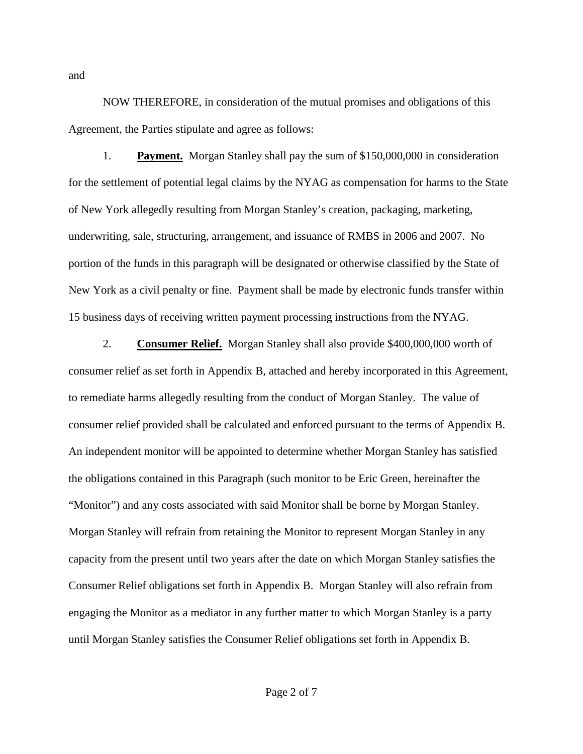and

NOW THEREFORE, in consideration of the mutual promises and obligations of this Agreement, the Parties stipulate and agree as follows:

1. **Payment.** Morgan Stanley shall pay the sum of $150,000,000 in consideration for the settlement of potential legal claims by the NYAG as compensation for harms to the State of New York allegedly resulting from Morgan Stanley's creation, packaging, marketing, underwriting, sale, structuring, arrangement, and issuance of RMBS in 2006 and 2007. No portion of the funds in this paragraph will be designated or otherwise classified by the State of New York as a civil penalty or fine. Payment shall be made by electronic funds transfer within 15 business days of receiving written payment processing instructions from the NYAG.

2. **Consumer Relief.** Morgan Stanley shall also provide $400,000,000 worth of consumer relief as set forth in Appendix B, attached and hereby incorporated in this Agreement, to remediate harms allegedly resulting from the conduct of Morgan Stanley. The value of consumer relief provided shall be calculated and enforced pursuant to the terms of Appendix B. An independent monitor will be appointed to determine whether Morgan Stanley has satisfied the obligations contained in this Paragraph (such monitor to be Eric Green, hereinafter the "Monitor") and any costs associated with said Monitor shall be borne by Morgan Stanley. Morgan Stanley will refrain from retaining the Monitor to represent Morgan Stanley in any capacity from the present until two years after the date on which Morgan Stanley satisfies the Consumer Relief obligations set forth in Appendix B. Morgan Stanley will also refrain from engaging the Monitor as a mediator in any further matter to which Morgan Stanley is a party until Morgan Stanley satisfies the Consumer Relief obligations set forth in Appendix B.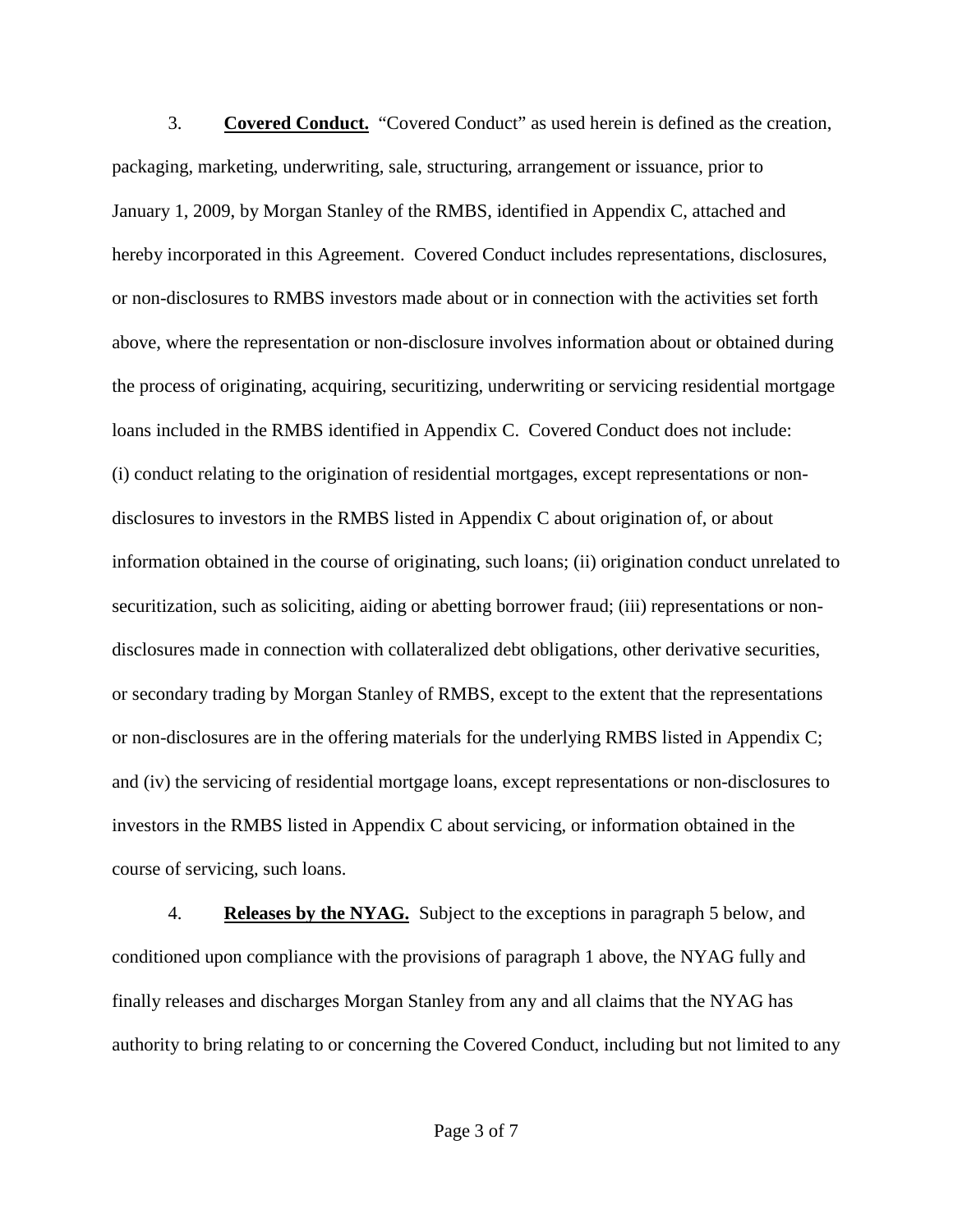3. **Covered Conduct.** "Covered Conduct" as used herein is defined as the creation, packaging, marketing, underwriting, sale, structuring, arrangement or issuance, prior to January 1, 2009, by Morgan Stanley of the RMBS, identified in Appendix C, attached and hereby incorporated in this Agreement. Covered Conduct includes representations, disclosures, or non-disclosures to RMBS investors made about or in connection with the activities set forth above, where the representation or non-disclosure involves information about or obtained during the process of originating, acquiring, securitizing, underwriting or servicing residential mortgage loans included in the RMBS identified in Appendix C. Covered Conduct does not include: (i) conduct relating to the origination of residential mortgages, except representations or non-disclosures to investors in the RMBS listed in Appendix C about origination of, or about information obtained in the course of originating, such loans; (ii) origination conduct unrelated to securitization, such as soliciting, aiding or abetting borrower fraud; (iii) representations or non-disclosures made in connection with collateralized debt obligations, other derivative securities, or secondary trading by Morgan Stanley of RMBS, except to the extent that the representations or non-disclosures are in the offering materials for the underlying RMBS listed in Appendix C; and (iv) the servicing of residential mortgage loans, except representations or non-disclosures to investors in the RMBS listed in Appendix C about servicing, or information obtained in the course of servicing, such loans.

4. **Releases by the NYAG.** Subject to the exceptions in paragraph 5 below, and conditioned upon compliance with the provisions of paragraph 1 above, the NYAG fully and finally releases and discharges Morgan Stanley from any and all claims that the NYAG has authority to bring relating to or concerning the Covered Conduct, including but not limited to any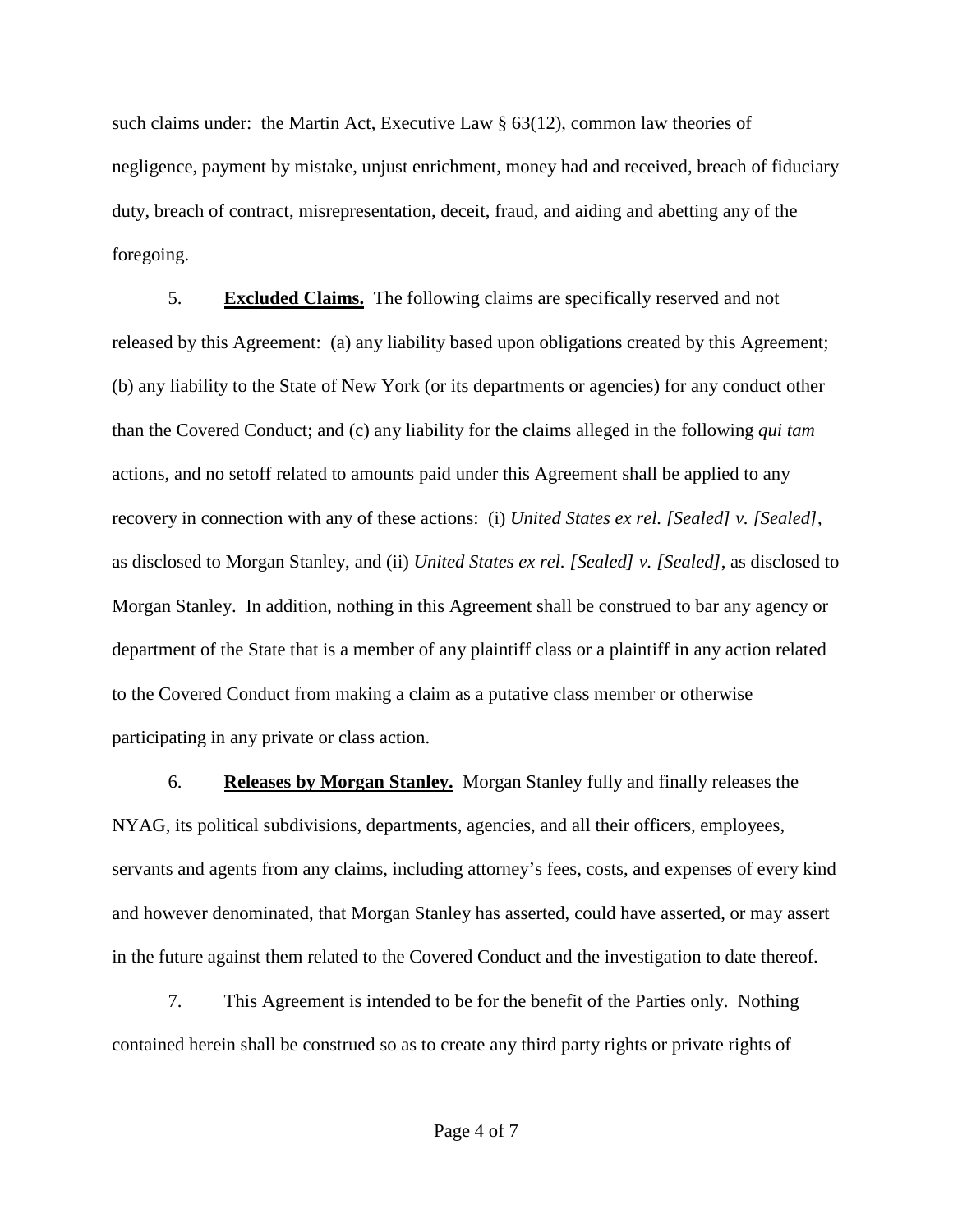such claims under: the Martin Act, Executive Law § 63(12), common law theories of negligence, payment by mistake, unjust enrichment, money had and received, breach of fiduciary duty, breach of contract, misrepresentation, deceit, fraud, and aiding and abetting any of the foregoing.

5. **Excluded Claims.** The following claims are specifically reserved and not released by this Agreement: (a) any liability based upon obligations created by this Agreement; (b) any liability to the State of New York (or its departments or agencies) for any conduct other than the Covered Conduct; and (c) any liability for the claims alleged in the following *qui tam* actions, and no setoff related to amounts paid under this Agreement shall be applied to any recovery in connection with any of these actions: (i) *United States ex rel. [Sealed] v. [Sealed]*, as disclosed to Morgan Stanley, and (ii) *United States ex rel. [Sealed] v. [Sealed]*, as disclosed to Morgan Stanley. In addition, nothing in this Agreement shall be construed to bar any agency or department of the State that is a member of any plaintiff class or a plaintiff in any action related to the Covered Conduct from making a claim as a putative class member or otherwise participating in any private or class action.

6. **Releases by Morgan Stanley.** Morgan Stanley fully and finally releases the NYAG, its political subdivisions, departments, agencies, and all their officers, employees, servants and agents from any claims, including attorney's fees, costs, and expenses of every kind and however denominated, that Morgan Stanley has asserted, could have asserted, or may assert in the future against them related to the Covered Conduct and the investigation to date thereof.

7. This Agreement is intended to be for the benefit of the Parties only. Nothing contained herein shall be construed so as to create any third party rights or private rights of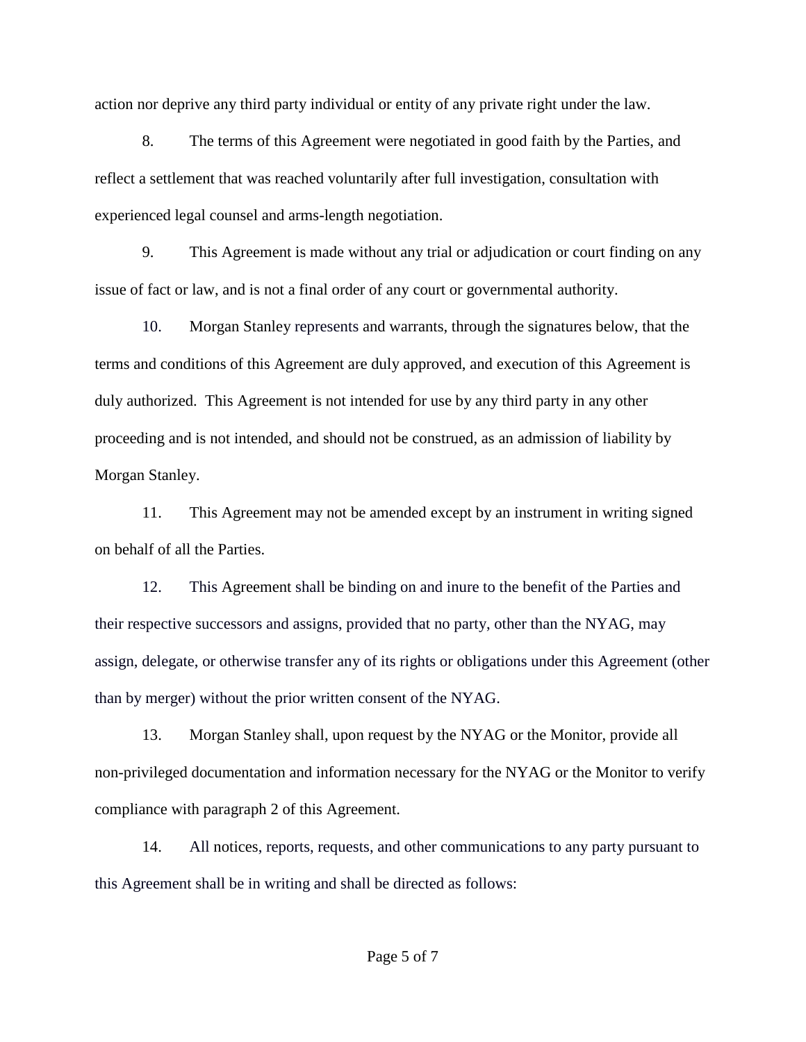action nor deprive any third party individual or entity of any private right under the law.

8. The terms of this Agreement were negotiated in good faith by the Parties, and reflect a settlement that was reached voluntarily after full investigation, consultation with experienced legal counsel and arms-length negotiation.

9. This Agreement is made without any trial or adjudication or court finding on any issue of fact or law, and is not a final order of any court or governmental authority.

10. Morgan Stanley represents and warrants, through the signatures below, that the terms and conditions of this Agreement are duly approved, and execution of this Agreement is duly authorized. This Agreement is not intended for use by any third party in any other proceeding and is not intended, and should not be construed, as an admission of liability by Morgan Stanley.

11. This Agreement may not be amended except by an instrument in writing signed on behalf of all the Parties.

12. This Agreement shall be binding on and inure to the benefit of the Parties and their respective successors and assigns, provided that no party, other than the NYAG, may assign, delegate, or otherwise transfer any of its rights or obligations under this Agreement (other than by merger) without the prior written consent of the NYAG.

13. Morgan Stanley shall, upon request by the NYAG or the Monitor, provide all non-privileged documentation and information necessary for the NYAG or the Monitor to verify compliance with paragraph 2 of this Agreement.

14. All notices, reports, requests, and other communications to any party pursuant to this Agreement shall be in writing and shall be directed as follows: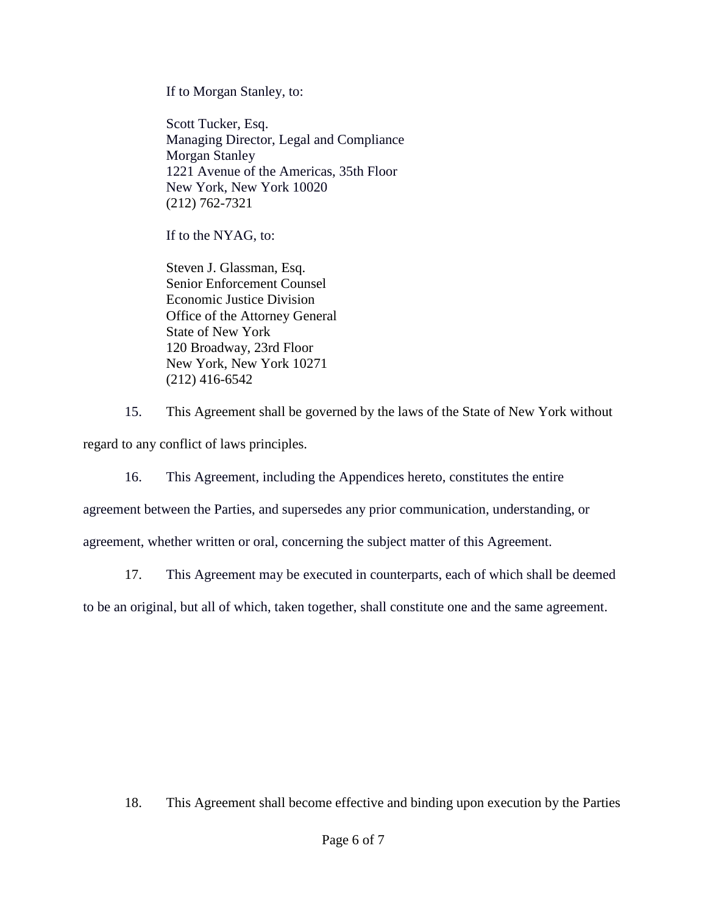If to Morgan Stanley, to:

Scott Tucker, Esq.
Managing Director, Legal and Compliance
Morgan Stanley
1221 Avenue of the Americas, 35th Floor
New York, New York 10020
(212) 762-7321

If to the NYAG, to:

Steven J. Glassman, Esq.
Senior Enforcement Counsel
Economic Justice Division
Office of the Attorney General
State of New York
120 Broadway, 23rd Floor
New York, New York 10271
(212) 416-6542

15. This Agreement shall be governed by the laws of the State of New York without regard to any conflict of laws principles.

16. This Agreement, including the Appendices hereto, constitutes the entire agreement between the Parties, and supersedes any prior communication, understanding, or agreement, whether written or oral, concerning the subject matter of this Agreement.

17. This Agreement may be executed in counterparts, each of which shall be deemed to be an original, but all of which, taken together, shall constitute one and the same agreement.

18. This Agreement shall become effective and binding upon execution by the Parties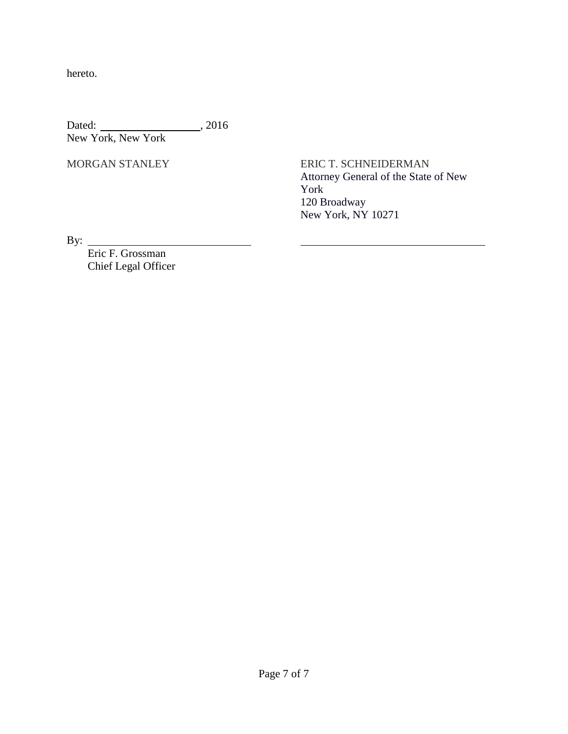hereto.

Dated: \_\_\_\_\_\_\_\_\_\_\_\_\_\_\_\_\_\_, 2016
New York, New York

MORGAN STANLEY

By: \_\_\_\_\_\_\_\_\_\_\_\_\_\_\_\_\_\_\_\_\_\_\_\_\_\_\_\_\_\_

Eric F. Grossman
Chief Legal Officer

ERIC T. SCHNEIDERMAN
Attorney General of the State of New York
120 Broadway
New York, NY 10271

\_\_\_\_\_\_\_\_\_\_\_\_\_\_\_\_\_\_\_\_\_\_\_\_\_\_\_\_\_\_\_\_\_\_